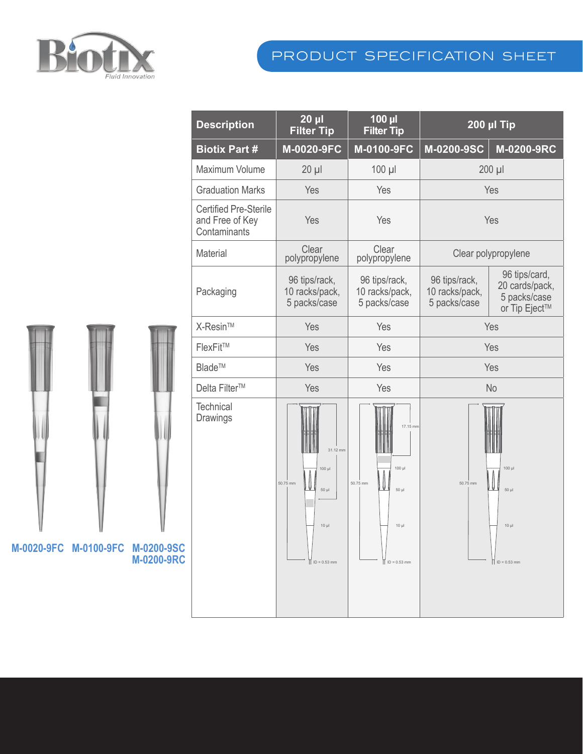Biotix
Fluid Innovation

# PRODUCT SPECIFICATION SHEET

| Description | 20 µl Filter Tip | 100 µl Filter Tip | 200 µl Tip | |
|---|---|---|---|---|
| **Biotix Part #** | **M-0020-9FC** | **M-0100-9FC** | **M-0200-9SC** | **M-0200-9RC** |
| Maximum Volume | 20 µl | 100 µl | 200 µl | |
| Graduation Marks | Yes | Yes | Yes | |
| Certified Pre-Sterile and Free of Key Contaminants | Yes | Yes | Yes | |
| Material | Clear polypropylene | Clear polypropylene | Clear polypropylene | |
| Packaging | 96 tips/rack, 10 racks/pack, 5 packs/case | 96 tips/rack, 10 racks/pack, 5 packs/case | 96 tips/rack, 10 racks/pack, 5 packs/case | 96 tips/card, 20 cards/pack, 5 packs/case or Tip Eject™ |
| X-Resin™ | Yes | Yes | Yes | |
| FlexFit™ | Yes | Yes | Yes | |
| Blade™ | Yes | Yes | Yes | |
| Delta Filter™ | Yes | Yes | No | |
| Technical Drawings | 31.12 mm; 50.75 mm; 100 µl; 50 µl; 10 µl; ID = 0.53 mm | 17.15 mm; 50.75 mm; 100 µl; 50 µl; 10 µl; ID = 0.53 mm | 50.75 mm; 100 µl; 50 µl; 10 µl; ID = 0.53 mm | |

M-0020-9FC M-0100-9FC M-0200-9SC M-0200-9RC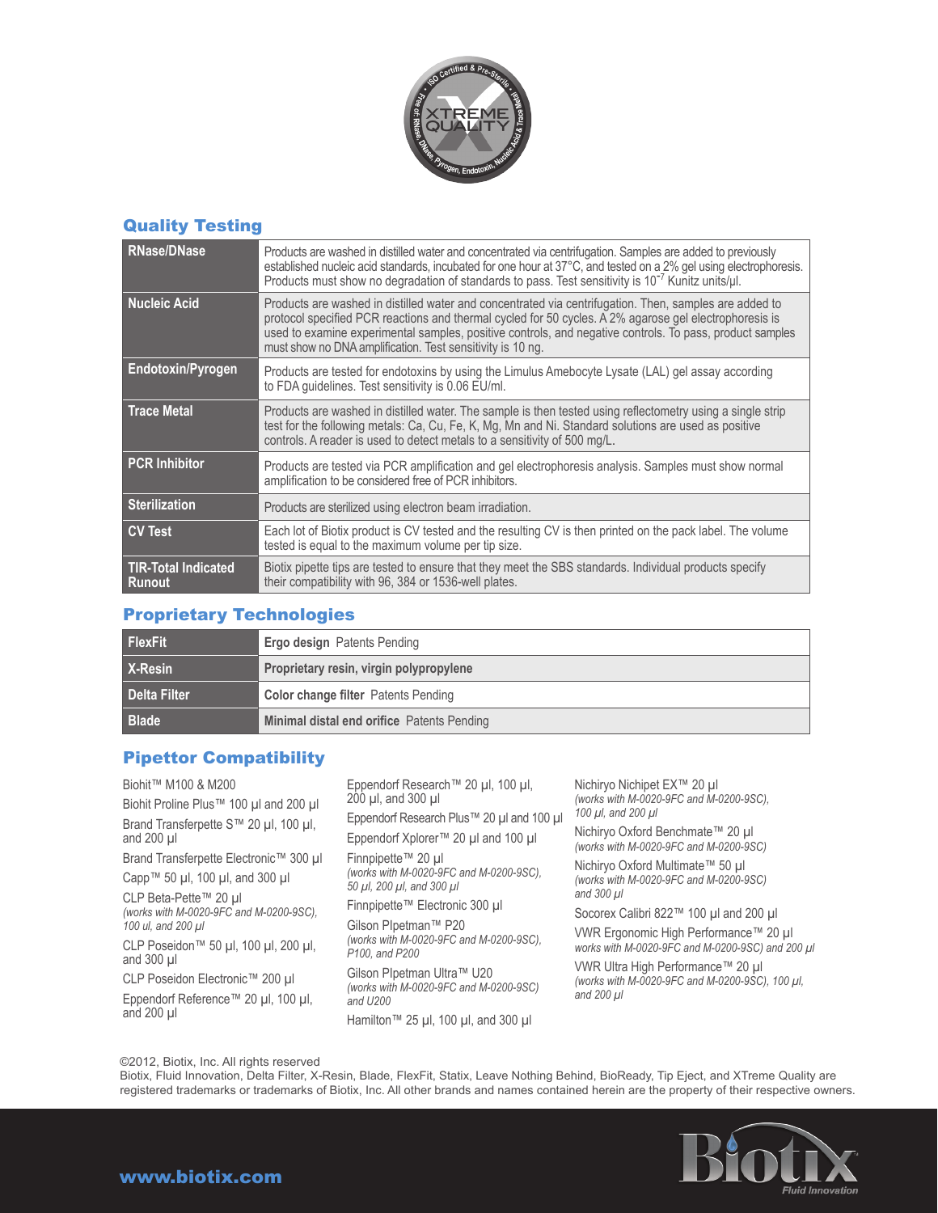## Quality Testing

| | |
|---|---|
| **RNase/DNase** | Products are washed in distilled water and concentrated via centrifugation. Samples are added to previously established nucleic acid standards, incubated for one hour at 37°C, and tested on a 2% gel using electrophoresis. Products must show no degradation of standards to pass. Test sensitivity is $10^{-7}$ Kunitz units/µl. |
| **Nucleic Acid** | Products are washed in distilled water and concentrated via centrifugation. Then, samples are added to protocol specified PCR reactions and thermal cycled for 50 cycles. A 2% agarose gel electrophoresis is used to examine experimental samples, positive controls, and negative controls. To pass, product samples must show no DNA amplification. Test sensitivity is 10 ng. |
| **Endotoxin/Pyrogen** | Products are tested for endotoxins by using the Limulus Amebocyte Lysate (LAL) gel assay according to FDA guidelines. Test sensitivity is 0.06 EU/ml. |
| **Trace Metal** | Products are washed in distilled water. The sample is then tested using reflectometry using a single strip test for the following metals: Ca, Cu, Fe, K, Mg, Mn and Ni. Standard solutions are used as positive controls. A reader is used to detect metals to a sensitivity of 500 mg/L. |
| **PCR Inhibitor** | Products are tested via PCR amplification and gel electrophoresis analysis. Samples must show normal amplification to be considered free of PCR inhibitors. |
| **Sterilization** | Products are sterilized using electron beam irradiation. |
| **CV Test** | Each lot of Biotix product is CV tested and the resulting CV is then printed on the pack label. The volume tested is equal to the maximum volume per tip size. |
| **TIR-Total Indicated Runout** | Biotix pipette tips are tested to ensure that they meet the SBS standards. Individual products specify their compatibility with 96, 384 or 1536-well plates. |

## Proprietary Technologies

| | |
|---|---|
| **FlexFit** | **Ergo design** Patents Pending |
| **X-Resin** | **Proprietary resin, virgin polypropylene** |
| **Delta Filter** | **Color change filter** Patents Pending |
| **Blade** | **Minimal distal end orifice** Patents Pending |

## Pipettor Compatibility

Biohit™ M100 & M200

Biohit Proline Plus™ 100 µl and 200 µl

Brand Transferpette S™ 20 µl, 100 µl, and 200 µl

Brand Transferpette Electronic™ 300 µl

Capp™ 50 µl, 100 µl, and 300 µl

CLP Beta-Pette™ 20 µl
*(works with M-0020-9FC and M-0200-9SC), 100 ul, and 200 µl*

CLP Poseidon™ 50 µl, 100 µl, 200 µl, and 300 µl

CLP Poseidon Electronic™ 200 µl

Eppendorf Reference™ 20 µl, 100 µl, and 200 µl

Eppendorf Research™ 20 µl, 100 µl, 200 µl, and 300 µl

Eppendorf Research Plus™ 20 µl and 100 µl

Eppendorf Xplorer™ 20 µl and 100 µl

Finnpipette™ 20 µl
*(works with M-0020-9FC and M-0200-9SC), 50 µl, 200 µl, and 300 µl*

Finnpipette™ Electronic 300 µl

Gilson PIpetman™ P20
*(works with M-0020-9FC and M-0200-9SC), P100, and P200*

Gilson PIpetman Ultra™ U20
*(works with M-0020-9FC and M-0200-9SC) and U200*

Hamilton™ 25 µl, 100 µl, and 300 µl

Nichiryo Nichipet EX™ 20 µl
*(works with M-0020-9FC and M-0200-9SC), 100 µl, and 200 µl*

Nichiryo Oxford Benchmate™ 20 µl
*(works with M-0020-9FC and M-0200-9SC)*

Nichiryo Oxford Multimate™ 50 µl
*(works with M-0020-9FC and M-0200-9SC) and 300 µl*

Socorex Calibri 822™ 100 µl and 200 µl

VWR Ergonomic High Performance™ 20 µl
*works with M-0020-9FC and M-0200-9SC) and 200 µl*

VWR Ultra High Performance™ 20 µl
*(works with M-0020-9FC and M-0200-9SC), 100 µl, and 200 µl*

©2012, Biotix, Inc. All rights reserved
Biotix, Fluid Innovation, Delta Filter, X-Resin, Blade, FlexFit, Statix, Leave Nothing Behind, BioReady, Tip Eject, and XTreme Quality are registered trademarks or trademarks of Biotix, Inc. All other brands and names contained herein are the property of their respective owners.

**www.biotix.com**

Biotix *Fluid Innovation*